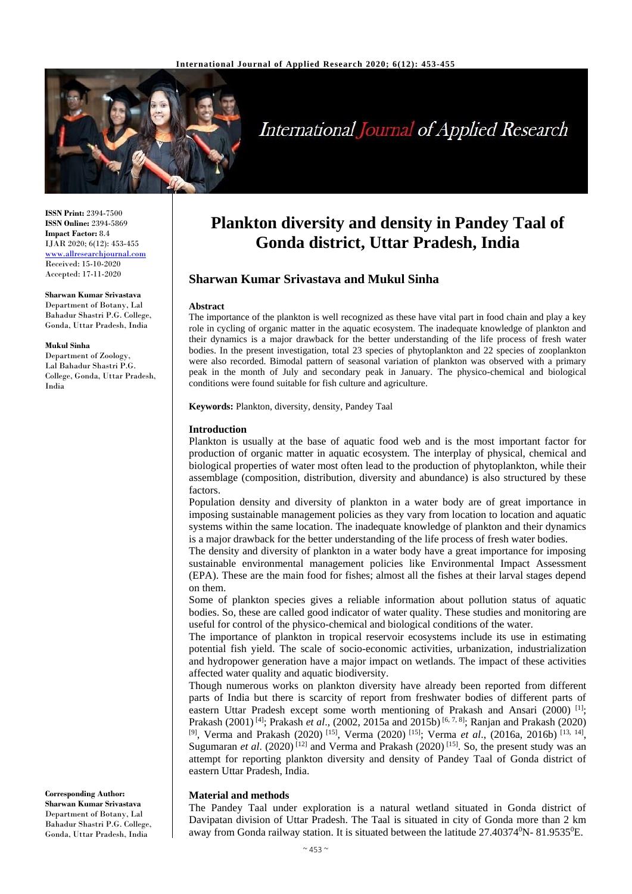# Plankton diversity and density in Pandey Taal of Gonda district, Uttar Pradesh, India

**ISSN Print:** 2394-7500
**ISSN Online:** 2394-5869
**Impact Factor:** 8.4
IJAR 2020; 6(12): 453-455
www.allresearchjournal.com
Received: 15-10-2020
Accepted: 17-11-2020

## Sharwan Kumar Srivastava and Mukul Sinha

**Sharwan Kumar Srivastava**
Department of Botany, Lal Bahadur Shastri P.G. College, Gonda, Uttar Pradesh, India

**Mukul Sinha**
Department of Zoology, Lal Bahadur Shastri P.G. College, Gonda, Uttar Pradesh, India

**Corresponding Author:**
**Sharwan Kumar Srivastava**
Department of Botany, Lal Bahadur Shastri P.G. College, Gonda, Uttar Pradesh, India

### Abstract

The importance of the plankton is well recognized as these have vital part in food chain and play a key role in cycling of organic matter in the aquatic ecosystem. The inadequate knowledge of plankton and their dynamics is a major drawback for the better understanding of the life process of fresh water bodies. In the present investigation, total 23 species of phytoplankton and 22 species of zooplankton were also recorded. Bimodal pattern of seasonal variation of plankton was observed with a primary peak in the month of July and secondary peak in January. The physico-chemical and biological conditions were found suitable for fish culture and agriculture.

**Keywords:** Plankton, diversity, density, Pandey Taal

### Introduction

Plankton is usually at the base of aquatic food web and is the most important factor for production of organic matter in aquatic ecosystem. The interplay of physical, chemical and biological properties of water most often lead to the production of phytoplankton, while their assemblage (composition, distribution, diversity and abundance) is also structured by these factors.

Population density and diversity of plankton in a water body are of great importance in imposing sustainable management policies as they vary from location to location and aquatic systems within the same location. The inadequate knowledge of plankton and their dynamics is a major drawback for the better understanding of the life process of fresh water bodies.

The density and diversity of plankton in a water body have a great importance for imposing sustainable environmental management policies like Environmental Impact Assessment (EPA). These are the main food for fishes; almost all the fishes at their larval stages depend on them.

Some of plankton species gives a reliable information about pollution status of aquatic bodies. So, these are called good indicator of water quality. These studies and monitoring are useful for control of the physico-chemical and biological conditions of the water.

The importance of plankton in tropical reservoir ecosystems include its use in estimating potential fish yield. The scale of socio-economic activities, urbanization, industrialization and hydropower generation have a major impact on wetlands. The impact of these activities affected water quality and aquatic biodiversity.

Though numerous works on plankton diversity have already been reported from different parts of India but there is scarcity of report from freshwater bodies of different parts of eastern Uttar Pradesh except some worth mentioning of Prakash and Ansari (2000) [1]; Prakash (2001) [4]; Prakash *et al*., (2002, 2015a and 2015b) [6, 7, 8]; Ranjan and Prakash (2020) [9], Verma and Prakash (2020) [15], Verma (2020) [15]; Verma *et al*., (2016a, 2016b) [13, 14], Sugumaran *et al*. (2020) [12] and Verma and Prakash (2020) [15]. So, the present study was an attempt for reporting plankton diversity and density of Pandey Taal of Gonda district of eastern Uttar Pradesh, India.

### Material and methods

The Pandey Taal under exploration is a natural wetland situated in Gonda district of Davipatan division of Uttar Pradesh. The Taal is situated in city of Gonda more than 2 km away from Gonda railway station. It is situated between the latitude $27.40374^0$N- $81.9535^0$E.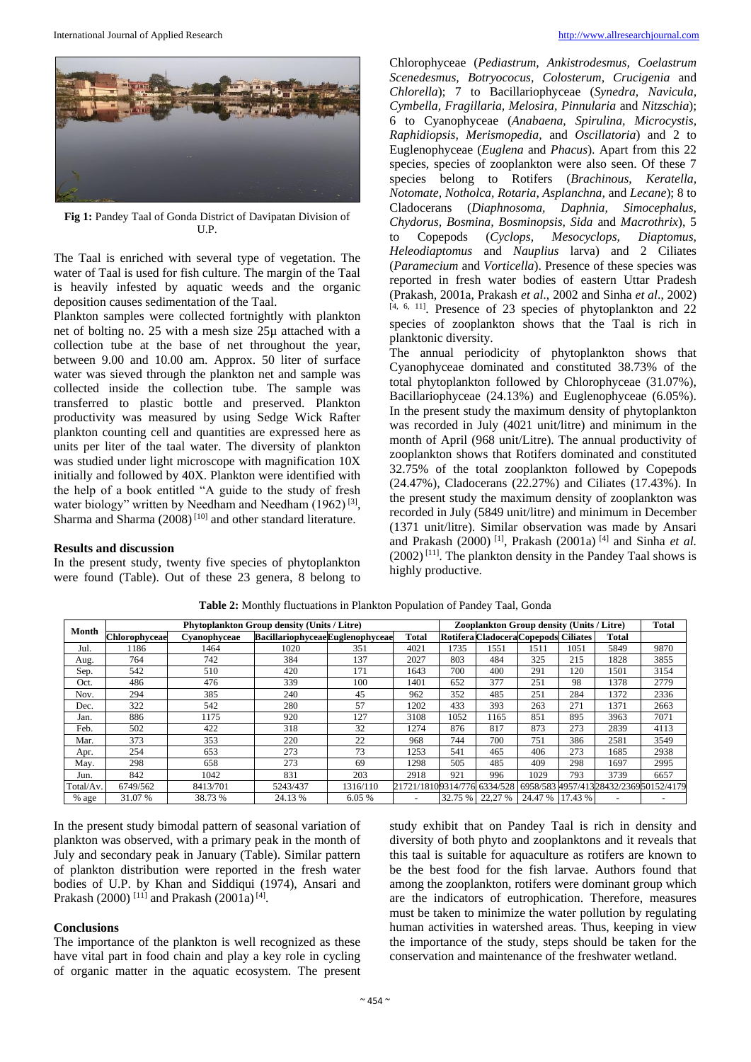Fig 1: Pandey Taal of Gonda District of Davipatan Division of U.P.

The Taal is enriched with several type of vegetation. The water of Taal is used for fish culture. The margin of the Taal is heavily infested by aquatic weeds and the organic deposition causes sedimentation of the Taal.

Plankton samples were collected fortnightly with plankton net of bolting no. 25 with a mesh size 25µ attached with a collection tube at the base of net throughout the year, between 9.00 and 10.00 am. Approx. 50 liter of surface water was sieved through the plankton net and sample was collected inside the collection tube. The sample was transferred to plastic bottle and preserved. Plankton productivity was measured by using Sedge Wick Rafter plankton counting cell and quantities are expressed here as units per liter of the taal water. The diversity of plankton was studied under light microscope with magnification 10X initially and followed by 40X. Plankton were identified with the help of a book entitled "A guide to the study of fresh water biology" written by Needham and Needham (1962) [3], Sharma and Sharma (2008) [10] and other standard literature.

**Results and discussion**

In the present study, twenty five species of phytoplankton were found (Table). Out of these 23 genera, 8 belong to Chlorophyceae (*Pediastrum, Ankistrodesmus, Coelastrum Scenedesmus, Botryococus, Colosterum, Crucigenia* and *Chlorella*); 7 to Bacillariophyceae (*Synedra, Navicula, Cymbella, Fragillaria, Melosira, Pinnularia* and *Nitzschia*); 6 to Cyanophyceae (*Anabaena, Spirulina, Microcystis, Raphidiopsis, Merismopedia,* and *Oscillatoria*) and 2 to Euglenophyceae (*Euglena* and *Phacus*). Apart from this 22 species, species of zooplankton were also seen. Of these 7 species belong to Rotifers (*Brachinous, Keratella, Notomate, Notholca, Rotaria, Asplanchna,* and *Lecane*); 8 to Cladocerans (*Diaphnosoma, Daphnia, Simocephalus, Chydorus, Bosmina, Bosminopsis, Sida* and *Macrothrix*), 5 to Copepods (*Cyclops, Mesocyclops, Diaptomus, Heleodiaptomus* and *Nauplius* larva) and 2 Ciliates (*Paramecium* and *Vorticella*). Presence of these species was reported in fresh water bodies of eastern Uttar Pradesh (Prakash, 2001a, Prakash *et al*., 2002 and Sinha *et al*., 2002) [4, 6, 11]. Presence of 23 species of phytoplankton and 22 species of zooplankton shows that the Taal is rich in planktonic diversity.

The annual periodicity of phytoplankton shows that Cyanophyceae dominated and constituted 38.73% of the total phytoplankton followed by Chlorophyceae (31.07%), Bacillariophyceae (24.13%) and Euglenophyceae (6.05%). In the present study the maximum density of phytoplankton was recorded in July (4021 unit/litre) and minimum in the month of April (968 unit/Litre). The annual productivity of zooplankton shows that Rotifers dominated and constituted 32.75% of the total zooplankton followed by Copepods (24.47%), Cladocerans (22.27%) and Ciliates (17.43%). In the present study the maximum density of zooplankton was recorded in July (5849 unit/litre) and minimum in December (1371 unit/litre). Similar observation was made by Ansari and Prakash (2000) [1], Prakash (2001a) [4] and Sinha *et al.* (2002) [11]. The plankton density in the Pandey Taal shows is highly productive.

**Table 2:** Monthly fluctuations in Plankton Population of Pandey Taal, Gonda

| Month | Phytoplankton Group density (Units / Litre) | | | | | Zooplankton Group density (Units / Litre) | | | | | Total |
|---|---|---|---|---|---|---|---|---|---|---|---|
| | Chlorophyceae | Cyanophyceae | Bacillariophyceae | Euglenophyceae | Total | Rotifera | Cladocera | Copepods | Ciliates | Total | |
| Jul. | 1186 | 1464 | 1020 | 351 | 4021 | 1735 | 1551 | 1511 | 1051 | 5849 | 9870 |
| Aug. | 764 | 742 | 384 | 137 | 2027 | 803 | 484 | 325 | 215 | 1828 | 3855 |
| Sep. | 542 | 510 | 420 | 171 | 1643 | 700 | 400 | 291 | 120 | 1501 | 3154 |
| Oct. | 486 | 476 | 339 | 100 | 1401 | 652 | 377 | 251 | 98 | 1378 | 2779 |
| Nov. | 294 | 385 | 240 | 45 | 962 | 352 | 485 | 251 | 284 | 1372 | 2336 |
| Dec. | 322 | 542 | 280 | 57 | 1202 | 433 | 393 | 263 | 271 | 1371 | 2663 |
| Jan. | 886 | 1175 | 920 | 127 | 3108 | 1052 | 1165 | 851 | 895 | 3963 | 7071 |
| Feb. | 502 | 422 | 318 | 32 | 1274 | 876 | 817 | 873 | 273 | 2839 | 4113 |
| Mar. | 373 | 353 | 220 | 22 | 968 | 744 | 700 | 751 | 386 | 2581 | 3549 |
| Apr. | 254 | 653 | 273 | 73 | 1253 | 541 | 465 | 406 | 273 | 1685 | 2938 |
| May. | 298 | 658 | 273 | 69 | 1298 | 505 | 485 | 409 | 298 | 1697 | 2995 |
| Jun. | 842 | 1042 | 831 | 203 | 2918 | 921 | 996 | 1029 | 793 | 3739 | 6657 |
| Total/Av. | 6749/562 | 8413/701 | 5243/437 | 1316/110 | 21721/1810 | 9314/776 | 6334/528 | 6958/583 | 4957/413 | 28432/2369 | 50152/4179 |
| % age | 31.07 % | 38.73 % | 24.13 % | 6.05 % | - | 32.75 % | 22,27 % | 24.47 % | 17.43 % | - | - |

In the present study bimodal pattern of seasonal variation of plankton was observed, with a primary peak in the month of July and secondary peak in January (Table). Similar pattern of plankton distribution were reported in the fresh water bodies of U.P. by Khan and Siddiqui (1974), Ansari and Prakash (2000) [11] and Prakash (2001a) [4].

**Conclusions**

The importance of the plankton is well recognized as these have vital part in food chain and play a key role in cycling of organic matter in the aquatic ecosystem. The present study exhibit that on Pandey Taal is rich in density and diversity of both phyto and zooplanktons and it reveals that this taal is suitable for aquaculture as rotifers are known to be the best food for the fish larvae. Authors found that among the zooplankton, rotifers were dominant group which are the indicators of eutrophication. Therefore, measures must be taken to minimize the water pollution by regulating human activities in watershed areas. Thus, keeping in view the importance of the study, steps should be taken for the conservation and maintenance of the freshwater wetland.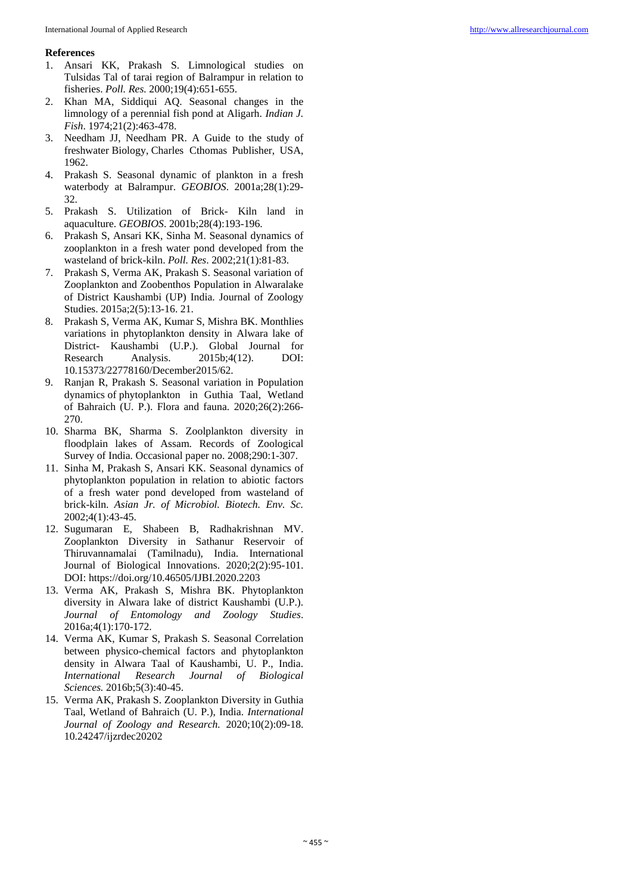**References**

1. Ansari KK, Prakash S. Limnological studies on Tulsidas Tal of tarai region of Balrampur in relation to fisheries. *Poll. Res.* 2000;19(4):651-655.
2. Khan MA, Siddiqui AQ. Seasonal changes in the limnology of a perennial fish pond at Aligarh. *Indian J. Fish*. 1974;21(2):463-478.
3. Needham JJ, Needham PR. A Guide to the study of freshwater Biology, Charles Cthomas Publisher, USA, 1962.
4. Prakash S. Seasonal dynamic of plankton in a fresh waterbody at Balrampur. *GEOBIOS*. 2001a;28(1):29-32.
5. Prakash S. Utilization of Brick- Kiln land in aquaculture. *GEOBIOS*. 2001b;28(4):193-196.
6. Prakash S, Ansari KK, Sinha M. Seasonal dynamics of zooplankton in a fresh water pond developed from the wasteland of brick-kiln. *Poll. Res*. 2002;21(1):81-83.
7. Prakash S, Verma AK, Prakash S. Seasonal variation of Zooplankton and Zoobenthos Population in Alwaralake of District Kaushambi (UP) India. Journal of Zoology Studies. 2015a;2(5):13-16. 21.
8. Prakash S, Verma AK, Kumar S, Mishra BK. Monthlies variations in phytoplankton density in Alwara lake of District- Kaushambi (U.P.). Global Journal for Research Analysis. 2015b;4(12). DOI: 10.15373/22778160/December2015/62.
9. Ranjan R, Prakash S. Seasonal variation in Population dynamics of phytoplankton in Guthia Taal, Wetland of Bahraich (U. P.). Flora and fauna. 2020;26(2):266-270.
10. Sharma BK, Sharma S. Zoolplankton diversity in floodplain lakes of Assam. Records of Zoological Survey of India. Occasional paper no. 2008;290:1-307.
11. Sinha M, Prakash S, Ansari KK. Seasonal dynamics of phytoplankton population in relation to abiotic factors of a fresh water pond developed from wasteland of brick-kiln. *Asian Jr. of Microbiol. Biotech. Env. Sc.* 2002;4(1):43-45.
12. Sugumaran E, Shabeen B, Radhakrishnan MV. Zooplankton Diversity in Sathanur Reservoir of Thiruvannamalai (Tamilnadu), India. International Journal of Biological Innovations. 2020;2(2):95-101. DOI: https://doi.org/10.46505/IJBI.2020.2203
13. Verma AK, Prakash S, Mishra BK. Phytoplankton diversity in Alwara lake of district Kaushambi (U.P.). *Journal of Entomology and Zoology Studies*. 2016a;4(1):170-172.
14. Verma AK, Kumar S, Prakash S. Seasonal Correlation between physico-chemical factors and phytoplankton density in Alwara Taal of Kaushambi, U. P., India. *International Research Journal of Biological Sciences.* 2016b;5(3):40-45.
15. Verma AK, Prakash S. Zooplankton Diversity in Guthia Taal, Wetland of Bahraich (U. P.), India. *International Journal of Zoology and Research.* 2020;10(2):09-18. 10.24247/ijzrdec20202